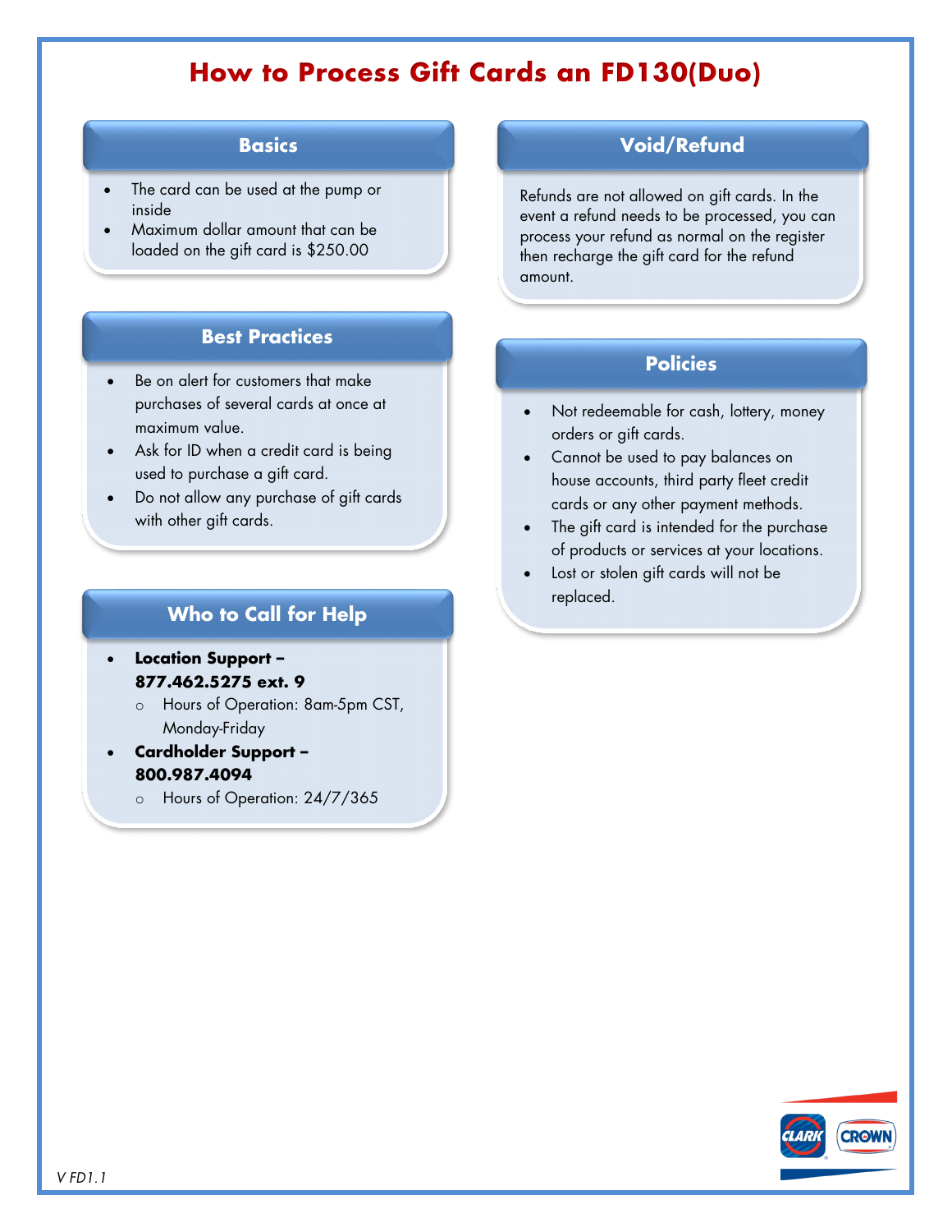# How to Process Gift Cards an FD130(Duo)

## Basics

- The card can be used at the pump or inside
- Maximum dollar amount that can be loaded on the gift card is $250.00

## Best Practices

- Be on alert for customers that make purchases of several cards at once at maximum value.
- Ask for ID when a credit card is being used to purchase a gift card.
- Do not allow any purchase of gift cards with other gift cards.

## Who to Call for Help

- **Location Support – 877.462.5275 ext. 9**
  - Hours of Operation: 8am-5pm CST, Monday-Friday
- **Cardholder Support – 800.987.4094**
  - Hours of Operation: 24/7/365

## Void/Refund

Refunds are not allowed on gift cards. In the event a refund needs to be processed, you can process your refund as normal on the register then recharge the gift card for the refund amount.

## Policies

- Not redeemable for cash, lottery, money orders or gift cards.
- Cannot be used to pay balances on house accounts, third party fleet credit cards or any other payment methods.
- The gift card is intended for the purchase of products or services at your locations.
- Lost or stolen gift cards will not be replaced.

*V FD1.1*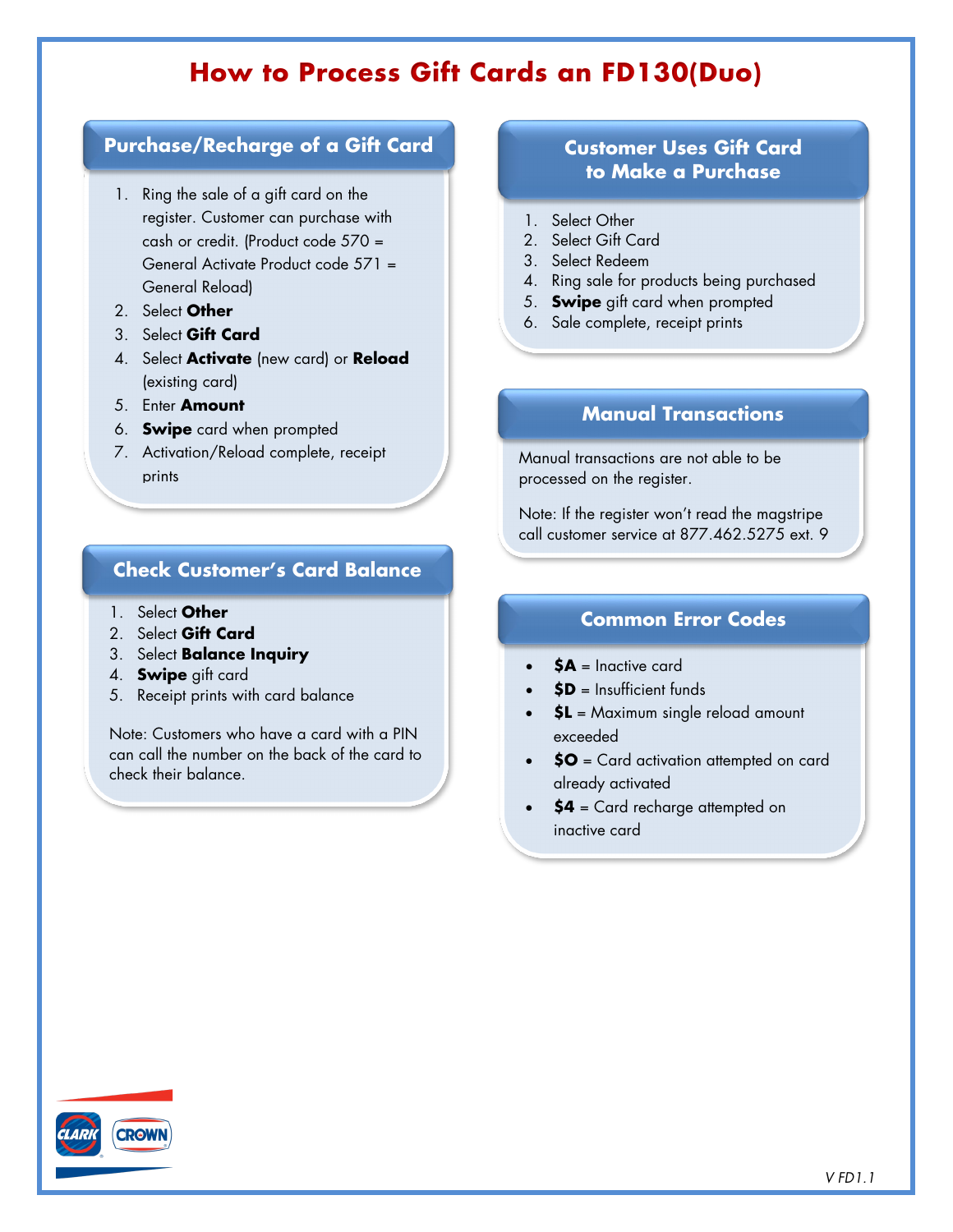# How to Process Gift Cards an FD130(Duo)

## Purchase/Recharge of a Gift Card

1. Ring the sale of a gift card on the register. Customer can purchase with cash or credit. (Product code 570 = General Activate Product code 571 = General Reload)
2. Select **Other**
3. Select **Gift Card**
4. Select **Activate** (new card) or **Reload** (existing card)
5. Enter **Amount**
6. **Swipe** card when prompted
7. Activation/Reload complete, receipt prints

## Check Customer's Card Balance

1. Select **Other**
2. Select **Gift Card**
3. Select **Balance Inquiry**
4. **Swipe** gift card
5. Receipt prints with card balance

Note: Customers who have a card with a PIN can call the number on the back of the card to check their balance.

## Customer Uses Gift Card to Make a Purchase

1. Select Other
2. Select Gift Card
3. Select Redeem
4. Ring sale for products being purchased
5. **Swipe** gift card when prompted
6. Sale complete, receipt prints

## Manual Transactions

Manual transactions are not able to be processed on the register.

Note: If the register won't read the magstripe call customer service at 877.462.5275 ext. 9

## Common Error Codes

- **$A** = Inactive card
- **$D** = Insufficient funds
- **$L** = Maximum single reload amount exceeded
- **$O** = Card activation attempted on card already activated
- **$4** = Card recharge attempted on inactive card

V FD1.1